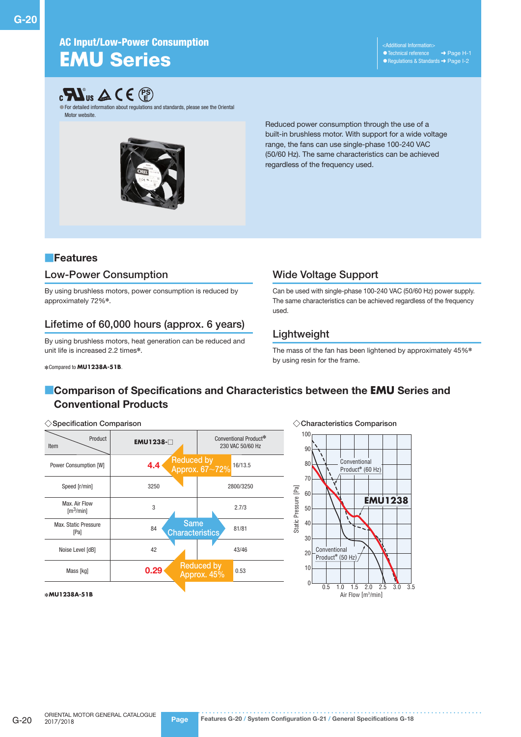## AC Input/Low-Power Consumption

# EMU Series

<Additional Information>
- Technical reference ➜ Page H-1
- Regulations & Standards ➜ Page I-2

● For detailed information about regulations and standards, please see the Oriental Motor website.

Reduced power consumption through the use of a built-in brushless motor. With support for a wide voltage range, the fans can use single-phase 100-240 VAC (50/60 Hz). The same characteristics can be achieved regardless of the frequency used.

## Features

### Low-Power Consumption

By using brushless motors, power consumption is reduced by approximately 72%*.

### Lifetime of 60,000 hours (approx. 6 years)

By using brushless motors, heat generation can be reduced and unit life is increased 2.2 times*.

*Compared to **MU1238A-51B**.

### Wide Voltage Support

Can be used with single-phase 100-240 VAC (50/60 Hz) power supply. The same characteristics can be achieved regardless of the frequency used.

### Lightweight

The mass of the fan has been lightened by approximately 45%* by using resin for the frame.

## Comparison of Specifications and Characteristics between the EMU Series and Conventional Products

◇Specification Comparison

| Item / Product | EMU1238-□ | | Conventional Product* 230 VAC 50/60 Hz |
|---|---|---|---|
| Power Consumption [W] | 4.4 | Reduced by Approx. 67~72% | 16/13.5 |
| Speed [r/min] | 3250 | | 2800/3250 |
| Max. Air Flow [m³/min] | 3 | | 2.7/3 |
| Max. Static Pressure [Pa] | 84 | Same Characteristics | 81/81 |
| Noise Level [dB] | 42 | | 43/46 |
| Mass [kg] | 0.29 | Reduced by Approx. 45% | 0.53 |

***MU1238A-51B**

◇Characteristics Comparison

Static Pressure [Pa] vs. Air Flow [m³/min]: curves for EMU1238, Conventional Product* (60 Hz), and Conventional Product* (50 Hz).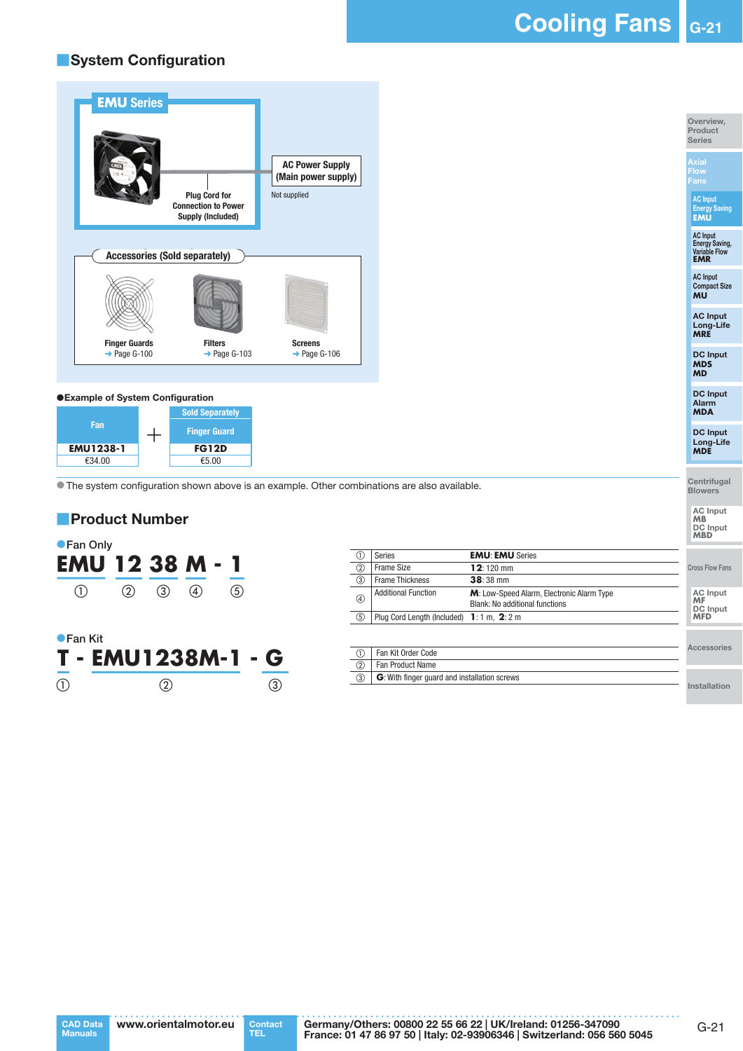## System Configuration

**EMU Series**

Plug Cord for Connection to Power Supply (Included)

AC Power Supply (Main power supply)

Not supplied

**Accessories (Sold separately)**

| Finger Guards | Filters | Screens |
|---|---|---|
| ➜ Page G-100 | ➜ Page G-103 | ➜ Page G-106 |

●Example of System Configuration

| Fan | + | Sold Separately Finger Guard |
|---|---|---|
| EMU1238-1 | | FG12D |
| €34.00 | | €5.00 |

● The system configuration shown above is an example. Other combinations are also available.

## Product Number

●Fan Only

**EMU 12 38 M - 1**

① ② ③ ④ ⑤

| | | |
|---|---|---|
| ① | Series | **EMU**: **EMU** Series |
| ② | Frame Size | **12**: 120 mm |
| ③ | Frame Thickness | **38**: 38 mm |
| ④ | Additional Function | **M**: Low-Speed Alarm, Electronic Alarm Type<br>Blank: No additional functions |
| ⑤ | Plug Cord Length (Included) | **1**: 1 m, **2**: 2 m |

●Fan Kit

**T - EMU1238M-1 - G**

① ② ③

| | |
|---|---|
| ① | Fan Kit Order Code |
| ② | Fan Product Name |
| ③ | **G**: With finger guard and installation screws |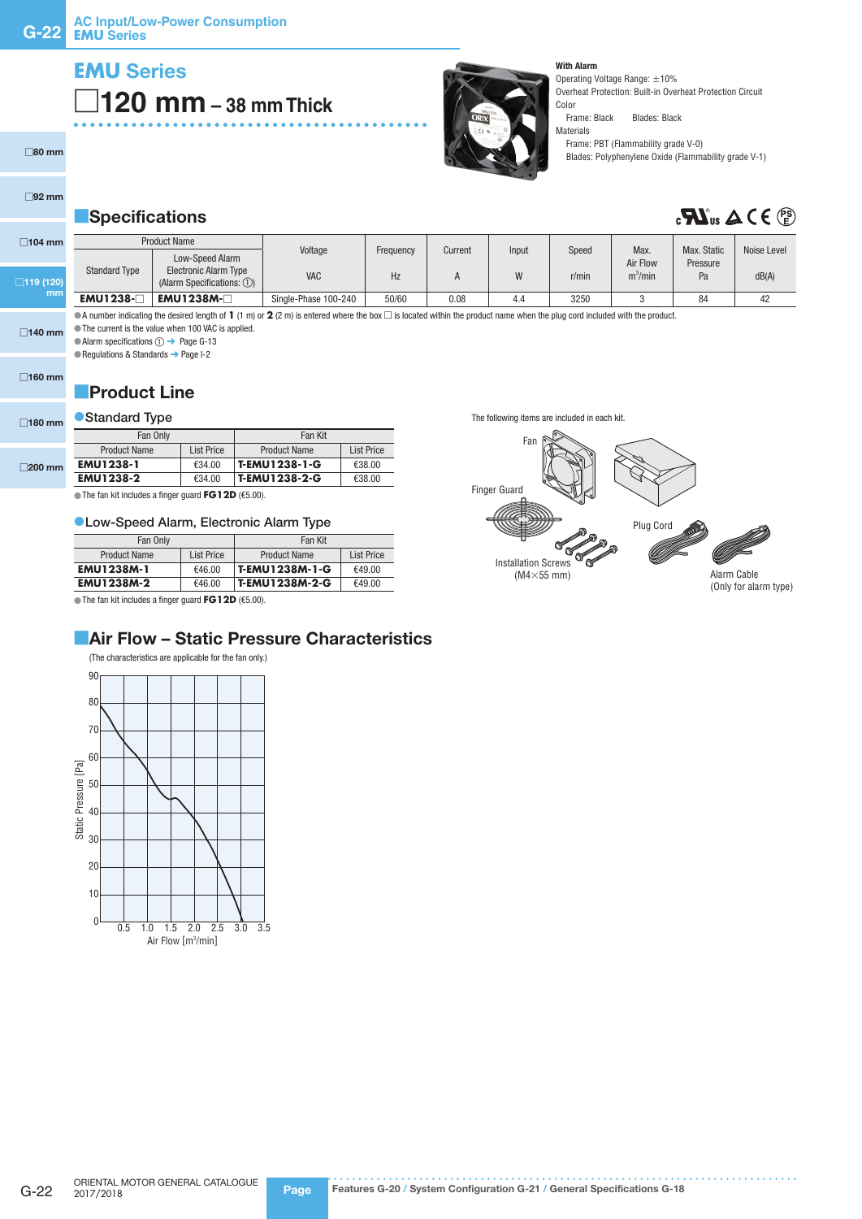# EMU Series

## □120 mm – 38 mm Thick

**With Alarm**
Operating Voltage Range: ±10%
Overheat Protection: Built-in Overheat Protection Circuit
Color
  Frame: Black  Blades: Black
Materials
  Frame: PBT (Flammability grade V-0)
  Blades: Polyphenylene Oxide (Flammability grade V-1)

## Specifications

| Product Name | | Voltage | Frequency | Current | Input | Speed | Max. Air Flow | Max. Static Pressure | Noise Level |
|---|---|---|---|---|---|---|---|---|---|
| Standard Type | Low-Speed Alarm Electronic Alarm Type (Alarm Specifications: ①) | VAC | Hz | A | W | r/min | $m^3$/min | Pa | dB(A) |
| **EMU1238-□** | **EMU1238M-□** | Single-Phase 100-240 | 50/60 | 0.08 | 4.4 | 3250 | 3 | 84 | 42 |

- A number indicating the desired length of **1** (1 m) or **2** (2 m) is entered where the box □ is located within the product name when the plug cord included with the product.
- The current is the value when 100 VAC is applied.
- Alarm specifications ① → Page G-13
- Regulations & Standards → Page I-2

## Product Line

### Standard Type

| Fan Only | | Fan Kit | |
|---|---|---|---|
| Product Name | List Price | Product Name | List Price |
| **EMU1238-1** | €34.00 | **T-EMU1238-1-G** | €38.00 |
| **EMU1238-2** | €34.00 | **T-EMU1238-2-G** | €38.00 |

- The fan kit includes a finger guard **FG12D** (€5.00).

### Low-Speed Alarm, Electronic Alarm Type

| Fan Only | | Fan Kit | |
|---|---|---|---|
| Product Name | List Price | Product Name | List Price |
| **EMU1238M-1** | €46.00 | **T-EMU1238M-1-G** | €49.00 |
| **EMU1238M-2** | €46.00 | **T-EMU1238M-2-G** | €49.00 |

- The fan kit includes a finger guard **FG12D** (€5.00).

The following items are included in each kit.

Fan
Finger Guard
Plug Cord
Installation Screws (M4×55 mm)
Alarm Cable (Only for alarm type)

## Air Flow – Static Pressure Characteristics

(The characteristics are applicable for the fan only.)

Static Pressure [Pa] (0–90) vs. Air Flow [$m^3$/min] (0–3.5)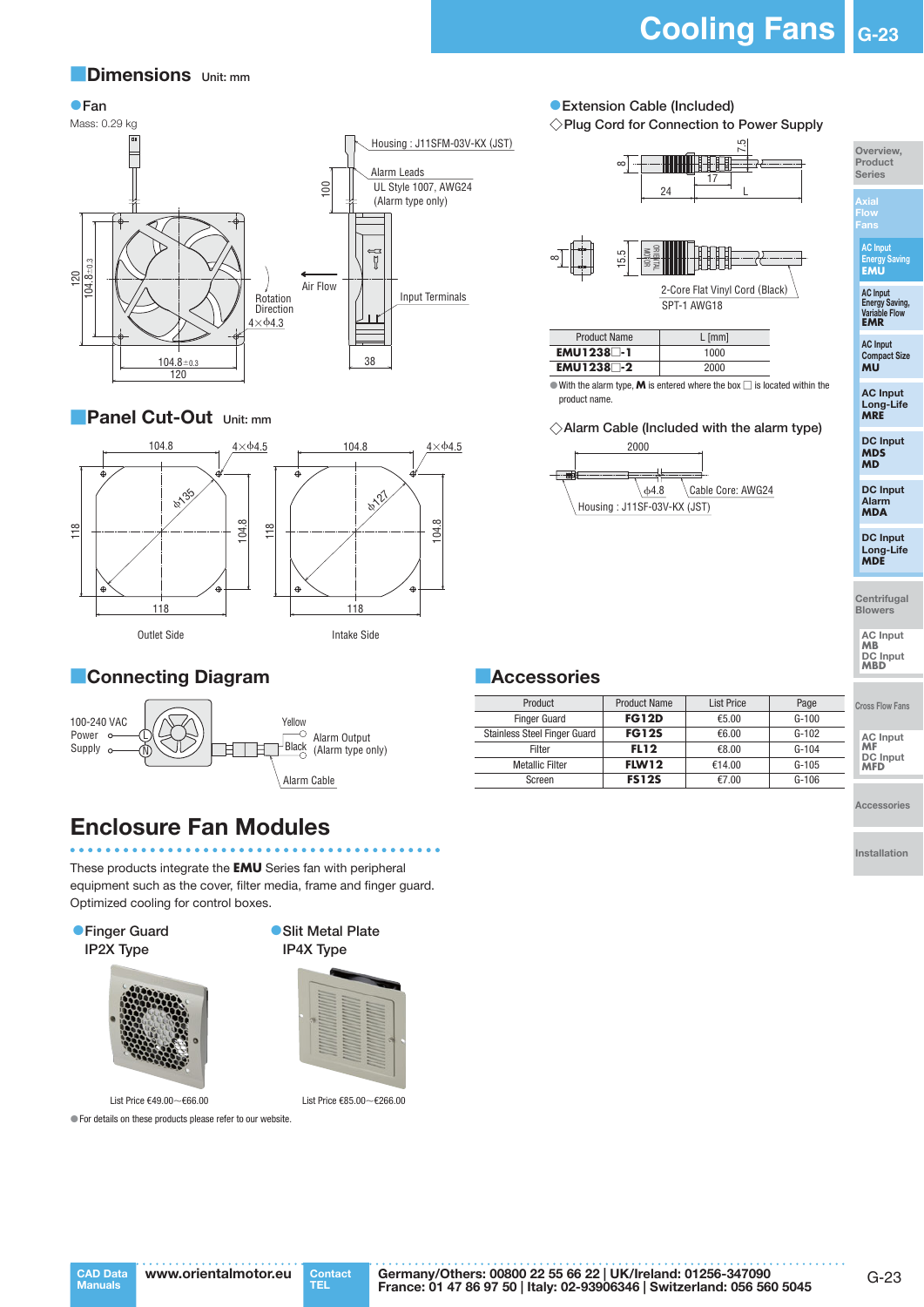## Dimensions Unit: mm

### Fan

Mass: 0.29 kg

Housing : J11SFM-03V-KX (JST)

Alarm Leads
UL Style 1007, AWG24
(Alarm type only)

Rotation Direction

4×ϕ4.3

Air Flow

Input Terminals

120
104.8±0.3
104.8±0.3
120
100
38

### Extension Cable (Included)

◇Plug Cord for Connection to Power Supply

8
7.5
17
24
L
8
15.5

2-Core Flat Vinyl Cord (Black)
SPT-1 AWG18

| Product Name | L [mm] |
|---|---|
| **EMU1238□-1** | 1000 |
| **EMU1238□-2** | 2000 |

● With the alarm type, **M** is entered where the box □ is located within the product name.

◇Alarm Cable (Included with the alarm type)

2000
ϕ4.8
Cable Core: AWG24
Housing : J11SF-03V-KX (JST)

## Panel Cut-Out Unit: mm

104.8
4×ϕ4.5
ϕ135
118
104.8
118

Outlet Side

104.8
4×ϕ4.5
ϕ127
118
104.8
118

Intake Side

## Connecting Diagram

100-240 VAC Power Supply

L
N

Yellow
Black

Alarm Output
(Alarm type only)

Alarm Cable

## Accessories

| Product | Product Name | List Price | Page |
|---|---|---|---|
| Finger Guard | **FG12D** | €5.00 | G-100 |
| Stainless Steel Finger Guard | **FG12S** | €6.00 | G-102 |
| Filter | **FL12** | €8.00 | G-104 |
| Metallic Filter | **FLW12** | €14.00 | G-105 |
| Screen | **FS12S** | €7.00 | G-106 |

# Enclosure Fan Modules

These products integrate the **EMU** Series fan with peripheral equipment such as the cover, filter media, frame and finger guard. Optimized cooling for control boxes.

### Finger Guard IP2X Type

List Price €49.00～€66.00

### Slit Metal Plate IP4X Type

List Price €85.00～€266.00

● For details on these products please refer to our website.